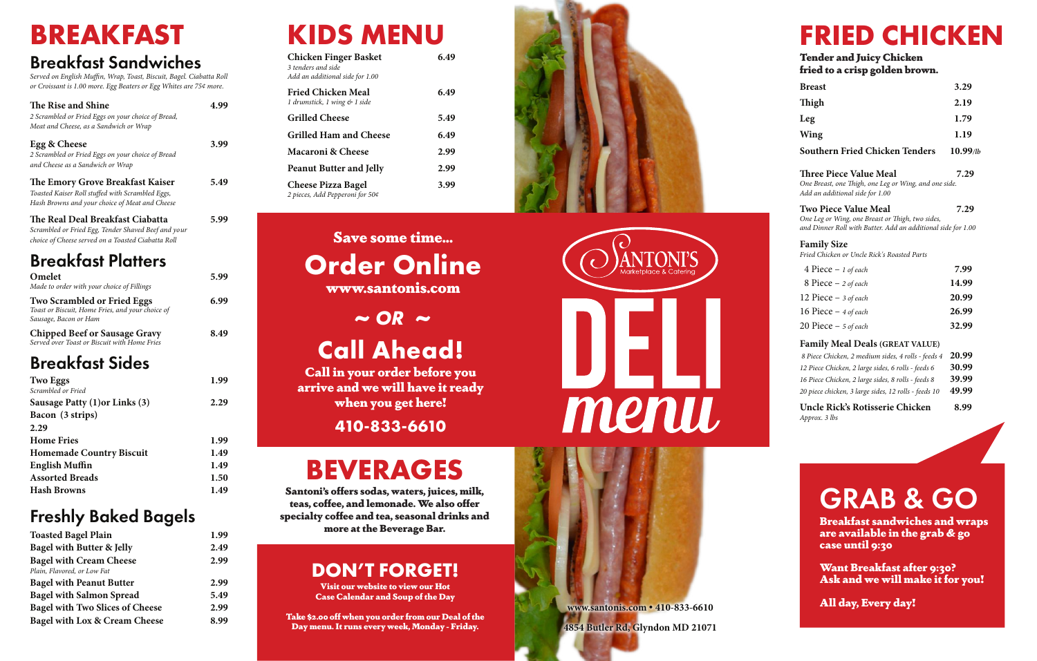# BREAKFAST

## Breakfast Sandwiches

*Served on English Muffin, Wrap, Toast, Biscuit, Bagel. Ciabatta Roll or Croissant is 1.00 more. Egg Beaters or Egg Whites are 75¢ more.*

**The Rise and Shine** — 4.99
*2 Scrambled or Fried Eggs on your choice of Bread, Meat and Cheese, as a Sandwich or Wrap*

**Egg & Cheese** — 3.99
*2 Scrambled or Fried Eggs on your choice of Bread and Cheese as a Sandwich or Wrap*

**The Emory Grove Breakfast Kaiser** — 5.49
*Toasted Kaiser Roll stuffed with Scrambled Eggs, Hash Browns and your choice of Meat and Cheese*

**The Real Deal Breakfast Ciabatta** — 5.99
*Scrambled or Fried Egg, Tender Shaved Beef and your choice of Cheese served on a Toasted Ciabatta Roll*

## Breakfast Platters

**Omelet** — 5.99
*Made to order with your choice of Fillings*

**Two Scrambled or Fried Eggs** — 6.99
*Toast or Biscuit, Home Fries, and your choice of Sausage, Bacon or Ham*

**Chipped Beef or Sausage Gravy** — 8.49
*Served over Toast or Biscuit with Home Fries*

## Breakfast Sides

| Item | Price |
|---|---|
| Two Eggs *Scrambled or Fried* | 1.99 |
| Sausage Patty (1)or Links (3) | 2.29 |
| Bacon (3 strips) | 2.29 |
| Home Fries | 1.99 |
| Homemade Country Biscuit | 1.49 |
| English Muffin | 1.49 |
| Assorted Breads | 1.50 |
| Hash Browns | 1.49 |

## Freshly Baked Bagels

| Item | Price |
|---|---|
| Toasted Bagel Plain | 1.99 |
| Bagel with Butter & Jelly | 2.49 |
| Bagel with Cream Cheese *Plain, Flavored, or Low Fat* | 2.99 |
| Bagel with Peanut Butter | 2.99 |
| Bagel with Salmon Spread | 5.49 |
| Bagel with Two Slices of Cheese | 2.99 |
| Bagel with Lox & Cream Cheese | 8.99 |

# KIDS MENU

| Item | Price |
|---|---|
| Chicken Finger Basket *3 tenders and side. Add an additional side for 1.00* | 6.49 |
| Fried Chicken Meal *1 drumstick, 1 wing & 1 side* | 6.49 |
| Grilled Cheese | 5.49 |
| Grilled Ham and Cheese | 6.49 |
| Macaroni & Cheese | 2.99 |
| Peanut Butter and Jelly | 2.99 |
| Cheese Pizza Bagel *2 pieces, Add Pepperoni for 50¢* | 3.99 |

**Save some time...**

## Order Online

**www.santonis.com**

**~ OR ~**

## Call Ahead!

**Call in your order before you arrive and we will have it ready when you get here!**

**410-833-6610**

# BEVERAGES

**Santoni's offers sodas, waters, juices, milk, teas, coffee, and lemonade. We also offer specialty coffee and tea, seasonal drinks and more at the Beverage Bar.**

## DON'T FORGET!

**Visit our website to view our Hot Case Calendar and Soup of the Day**

**Take $2.00 off when you order from our Deal of the Day menu. It runs every week, Monday - Friday.**

SANTONI'S Marketplace & Catering

# DELI menu

www.santonis.com • 410-833-6610

4854 Butler Rd, Glyndon MD 21071

# FRIED CHICKEN

**Tender and Juicy Chicken fried to a crisp golden brown.**

| Item | Price |
|---|---|
| Breast | 3.29 |
| Thigh | 2.19 |
| Leg | 1.79 |
| Wing | 1.19 |
| Southern Fried Chicken Tenders | 10.99/lb |

**Three Piece Value Meal** — 7.29
*One Breast, one Thigh, one Leg or Wing, and one side. Add an additional side for 1.00*

**Two Piece Value Meal** — 7.29
*One Leg or Wing, one Breast or Thigh, two sides, and Dinner Roll with Butter. Add an additional side for 1.00*

**Family Size**
*Fried Chicken or Uncle Rick's Roasted Parts*

| Item | Price |
|---|---|
| 4 Piece – *1 of each* | 7.99 |
| 8 Piece – *2 of each* | 14.99 |
| 12 Piece – *3 of each* | 20.99 |
| 16 Piece – *4 of each* | 26.99 |
| 20 Piece – *5 of each* | 32.99 |

**Family Meal Deals (GREAT VALUE)**

| Item | Price |
|---|---|
| *8 Piece Chicken, 2 medium sides, 4 rolls - feeds 4* | 20.99 |
| *12 Piece Chicken, 2 large sides, 6 rolls - feeds 6* | 30.99 |
| *16 Piece Chicken, 2 large sides, 8 rolls - feeds 8* | 39.99 |
| *20 piece chicken, 3 large sides, 12 rolls - feeds 10* | 49.99 |

**Uncle Rick's Rotisserie Chicken** — 8.99
*Approx. 3 lbs*

# GRAB & GO

**Breakfast sandwiches and wraps are available in the grab & go case until 9:30**

**Want Breakfast after 9:30? Ask and we will make it for you!**

**All day, Every day!**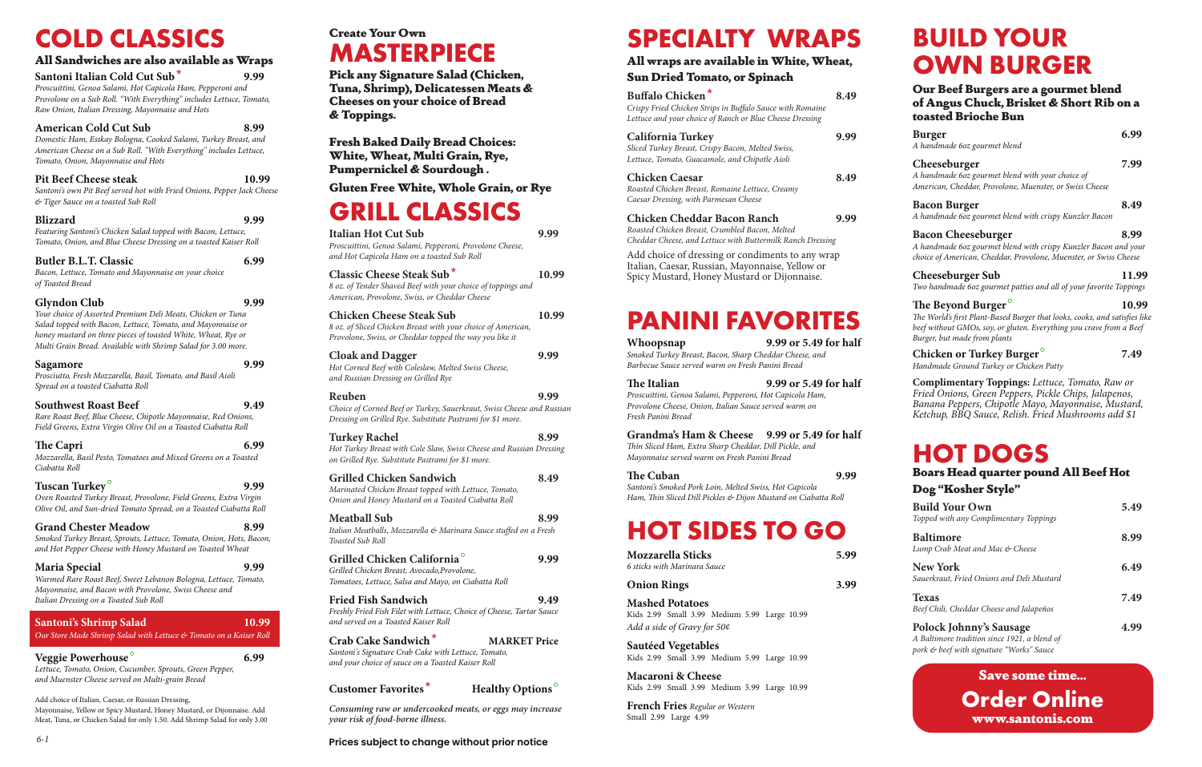# COLD CLASSICS

## All Sandwiches are also available as Wraps

**Santoni Italian Cold Cut Sub*** **9.99**
*Proscuittini, Genoa Salami, Hot Capicola Ham, Pepperoni and Provolone on a Sub Roll. "With Everything" includes Lettuce, Tomato, Raw Onion, Italian Dressing, Mayonnaise and Hots*

**American Cold Cut Sub** **8.99**
*Domestic Ham, Esskay Bologna, Cooked Salami, Turkey Breast, and American Cheese on a Sub Roll. "With Everything" includes Lettuce, Tomato, Onion, Mayonnaise and Hots*

**Pit Beef Cheese steak** **10.99**
*Santoni's own Pit Beef served hot with Fried Onions, Pepper Jack Cheese & Tiger Sauce on a toasted Sub Roll*

**Blizzard** **9.99**
*Featuring Santoni's Chicken Salad topped with Bacon, Lettuce, Tomato, Onion, and Blue Cheese Dressing on a toasted Kaiser Roll*

**Butler B.L.T. Classic** **6.99**
*Bacon, Lettuce, Tomato and Mayonnaise on your choice of Toasted Bread*

**Glyndon Club** **9.99**
*Your choice of Assorted Premium Deli Meats, Chicken or Tuna Salad topped with Bacon, Lettuce, Tomato, and Mayonnaise or honey mustard on three pieces of toasted White, Wheat, Rye or Multi Grain Bread. Available with Shrimp Salad for 3.00 more.*

**Sagamore** **9.99**
*Prosciutto, Fresh Mozzarella, Basil, Tomato, and Basil Aioli Spread on a toasted Ciabatta Roll*

**Southwest Roast Beef** **9.49**
*Rare Roast Beef, Blue Cheese, Chipotle Mayonnaise, Red Onions, Field Greens, Extra Virgin Olive Oil on a Toasted Ciabatta Roll*

**The Capri** **6.99**
*Mozzarella, Basil Pesto, Tomatoes and Mixed Greens on a Toasted Ciabatta Roll*

**Tuscan Turkey°** **9.99**
*Oven Roasted Turkey Breast, Provolone, Field Greens, Extra Virgin Olive Oil, and Sun-dried Tomato Spread, on a Toasted Ciabatta Roll*

**Grand Chester Meadow** **8.99**
*Smoked Turkey Breast, Sprouts, Lettuce, Tomato, Onion, Hots, Bacon, and Hot Pepper Cheese with Honey Mustard on Toasted Wheat*

**Maria Special** **9.99**
*Warmed Rare Roast Beef, Sweet Lebanon Bologna, Lettuce, Tomato, Mayonnaise, and Bacon with Provolone, Swiss Cheese and Italian Dressing on a Toasted Sub Roll*

**Santoni's Shrimp Salad** **10.99**
*Our Store Made Shrimp Salad with Lettuce & Tomato on a Kaiser Roll*

**Veggie Powerhouse°** **6.99**
*Lettuce, Tomato, Onion, Cucumber, Sprouts, Green Pepper, and Muenster Cheese served on Multi-grain Bread*

Add choice of Italian, Caesar, or Russian Dressing, Mayonnaise, Yellow or Spicy Mustard, Honey Mustard, or Dijonnaise. Add Meat, Tuna, or Chicken Salad for only 1.50. Add Shrimp Salad for only 3.00

## Create Your Own

# MASTERPIECE

**Pick any Signature Salad (Chicken, Tuna, Shrimp), Delicatessen Meats & Cheeses on your choice of Bread & Toppings.**

**Fresh Baked Daily Bread Choices: White, Wheat, Multi Grain, Rye, Pumpernickel & Sourdough .**

**Gluten Free White, Whole Grain, or Rye**

# GRILL CLASSICS

**Italian Hot Cut Sub** **9.99**
*Proscuittini, Genoa Salami, Pepperoni, Provolone Cheese, and Hot Capicola Ham on a toasted Sub Roll*

**Classic Cheese Steak Sub*** **10.99**
*8 oz. of Tender Shaved Beef with your choice of toppings and American, Provolone, Swiss, or Cheddar Cheese*

**Chicken Cheese Steak Sub** **10.99**
*8 oz. of Sliced Chicken Breast with your choice of American, Provolone, Swiss, or Cheddar topped the way you like it*

**Cloak and Dagger** **9.99**
*Hot Corned Beef with Coleslaw, Melted Swiss Cheese, and Russian Dressing on Grilled Rye*

**Reuben** **9.99**
*Choice of Corned Beef or Turkey, Sauerkraut, Swiss Cheese and Russian Dressing on Grilled Rye. Substitute Pastrami for $1 more.*

**Turkey Rachel** **8.99**
*Hot Turkey Breast with Cole Slaw, Swiss Cheese and Russian Dressing on Grilled Rye. Substitute Pastrami for $1 more.*

**Grilled Chicken Sandwich** **8.49**
*Marinated Chicken Breast topped with Lettuce, Tomato, Onion and Honey Mustard on a Toasted Ciabatta Roll*

**Meatball Sub** **8.99**
*Italian Meatballs, Mozzarella & Marinara Sauce stuffed on a Fresh Toasted Sub Roll*

**Grilled Chicken California°** **9.99**
*Grilled Chicken Breast, Avocado,Provolone, Tomatoes, Lettuce, Salsa and Mayo, on Ciabatta Roll*

**Fried Fish Sandwich** **9.49**
*Freshly Fried Fish Filet with Lettuce, Choice of Cheese, Tartar Sauce and served on a Toasted Kaiser Roll*

**Crab Cake Sandwich*** **MARKET Price**
*Santoni's Signature Crab Cake with Lettuce, Tomato, and your choice of sauce on a Toasted Kaiser Roll*

**Customer Favorites*** **Healthy Options°**

***Consuming raw or undercooked meats, or eggs may increase your risk of food-borne illness.***

**Prices subject to change without prior notice**

# SPECIALTY WRAPS

## All wraps are available in White, Wheat, Sun Dried Tomato, or Spinach

**Buffalo Chicken*** **8.49**
*Crispy Fried Chicken Strips in Buffalo Sauce with Romaine Lettuce and your choice of Ranch or Blue Cheese Dressing*

**California Turkey** **9.99**
*Sliced Turkey Breast, Crispy Bacon, Melted Swiss, Lettuce, Tomato, Guacamole, and Chipotle Aioli*

**Chicken Caesar** **8.49**
*Roasted Chicken Breast, Romaine Lettuce, Creamy Caesar Dressing, with Parmesan Cheese*

**Chicken Cheddar Bacon Ranch** **9.99**
*Roasted Chicken Breast, Crumbled Bacon, Melted Cheddar Cheese, and Lettuce with Buttermilk Ranch Dressing*

Add choice of dressing or condiments to any wrap Italian, Caesar, Russian, Mayonnaise, Yellow or Spicy Mustard, Honey Mustard or Dijonnaise.

# PANINI FAVORITES

**Whoopsnap** **9.99 or 5.49 for half**
*Smoked Turkey Breast, Bacon, Sharp Cheddar Cheese, and Barbecue Sauce served warm on Fresh Panini Bread*

**The Italian** **9.99 or 5.49 for half**
*Proscuittini, Genoa Salami, Pepperoni, Hot Capicola Ham, Provolone Cheese, Onion, Italian Sauce served warm on Fresh Panini Bread*

**Grandma's Ham & Cheese** **9.99 or 5.49 for half**
*Thin Sliced Ham, Extra Sharp Cheddar, Dill Pickle, and Mayonnaise served warm on Fresh Panini Bread*

**The Cuban** **9.99**
*Santoni's Smoked Pork Loin, Melted Swiss, Hot Capicola Ham, Thin Sliced Dill Pickles & Dijon Mustard on Ciabatta Roll*

# HOT SIDES TO GO

**Mozzarella Sticks** **5.99**
*6 sticks with Marinara Sauce*

**Onion Rings** **3.99**

**Mashed Potatoes**
Kids 2.99 Small 3.99 Medium 5.99 Large 10.99
*Add a side of Gravy for 50¢*

**Sautéed Vegetables**
Kids 2.99 Small 3.99 Medium 5.99 Large 10.99

**Macaroni & Cheese**
Kids 2.99 Small 3.99 Medium 5.99 Large 10.99

**French Fries** *Regular or Western*
Small 2.99 Large 4.99

# BUILD YOUR OWN BURGER

## Our Beef Burgers are a gourmet blend of Angus Chuck, Brisket & Short Rib on a toasted Brioche Bun

**Burger** **6.99**
*A handmade 6oz gourmet blend*

**Cheeseburger** **7.99**
*A handmade 6oz gourmet blend with your choice of American, Cheddar, Provolone, Muenster, or Swiss Cheese*

**Bacon Burger** **8.49**
*A handmade 6oz gourmet blend with crispy Kunzler Bacon*

**Bacon Cheeseburger** **8.99**
*A handmade 6oz gourmet blend with crispy Kunzler Bacon and your choice of American, Cheddar, Provolone, Muenster, or Swiss Cheese*

**Cheeseburger Sub** **11.99**
*Two handmade 6oz gourmet patties and all of your favorite Toppings*

**The Beyond Burger°** **10.99**
*The World's first Plant-Based Burger that looks, cooks, and satisfies like beef without GMOs, soy, or gluten. Everything you crave from a Beef Burger, but made from plants*

**Chicken or Turkey Burger°** **7.49**
*Handmade Ground Turkey or Chicken Patty*

**Complimentary Toppings:** *Lettuce, Tomato, Raw or Fried Onions, Green Peppers, Pickle Chips, Jalapenos, Banana Peppers, Chipotle Mayo, Mayonnaise, Mustard, Ketchup, BBQ Sauce, Relish. Fried Mushrooms add $1*

# HOT DOGS

## Boars Head quarter pound All Beef Hot Dog "Kosher Style"

**Build Your Own** **5.49**
*Topped with any Complimentary Toppings*

**Baltimore** **8.99**
*Lump Crab Meat and Mac & Cheese*

**New York** **6.49**
*Sauerkraut, Fried Onions and Deli Mustard*

**Texas** **7.49**
*Beef Chili, Cheddar Cheese and Jalapeños*

**Polock Johnny's Sausage** **4.99**
*A Baltimore tradition since 1921, a blend of pork & beef with signature "Works" Sauce*

**Save some time...**

**Order Online**

**www.santonis.com**